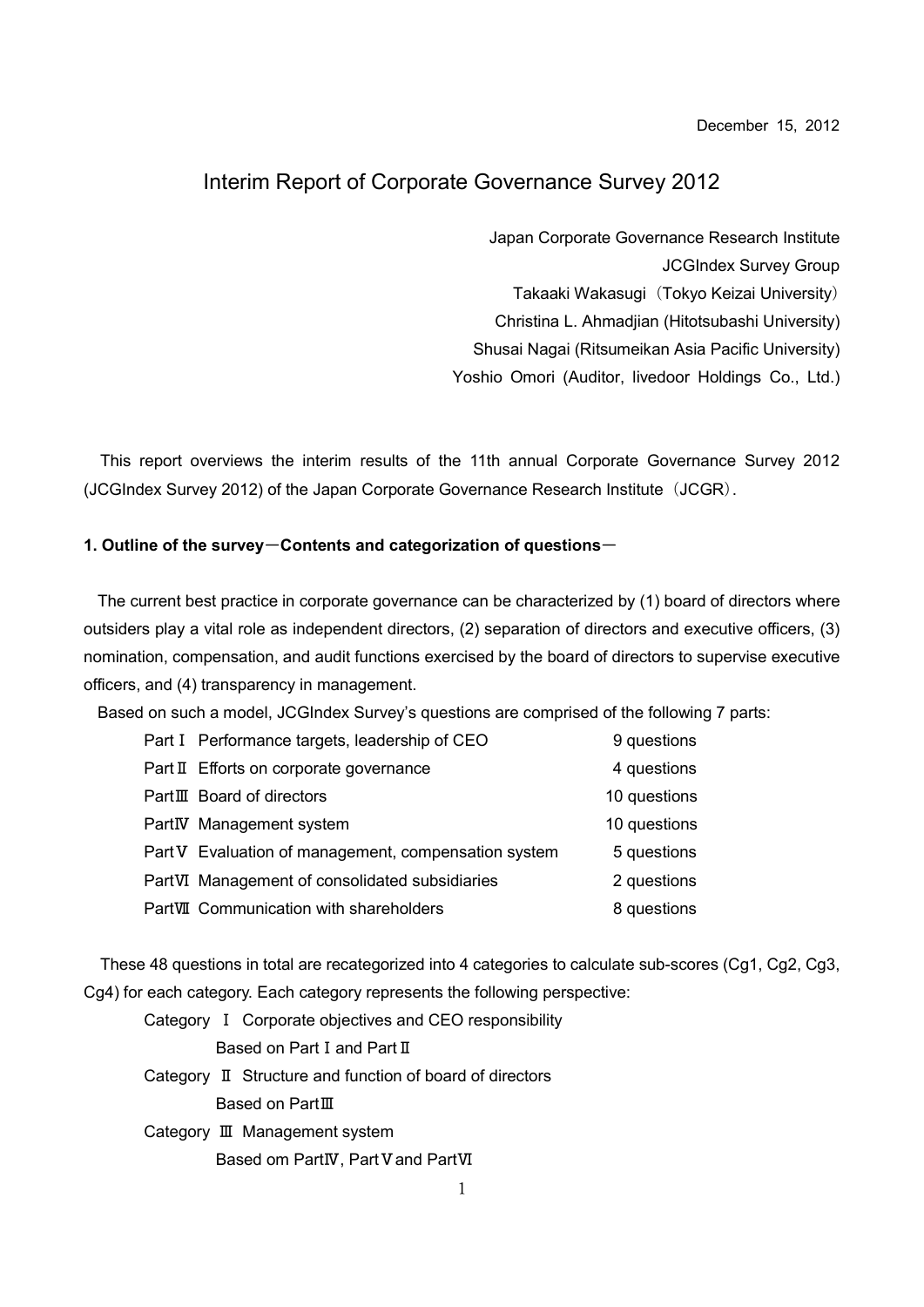December 15, 2012

# Interim Report of Corporate Governance Survey 2012

Japan Corporate Governance Research Institute
JCGIndex Survey Group
Takaaki Wakasugi（Tokyo Keizai University）
Christina L. Ahmadjian (Hitotsubashi University)
Shusai Nagai (Ritsumeikan Asia Pacific University)
Yoshio Omori (Auditor, livedoor Holdings Co., Ltd.)

This report overviews the interim results of the 11th annual Corporate Governance Survey 2012 (JCGIndex Survey 2012) of the Japan Corporate Governance Research Institute（JCGR）.

### 1. Outline of the survey－Contents and categorization of questions－

The current best practice in corporate governance can be characterized by (1) board of directors where outsiders play a vital role as independent directors, (2) separation of directors and executive officers, (3) nomination, compensation, and audit functions exercised by the board of directors to supervise executive officers, and (4) transparency in management.

Based on such a model, JCGIndex Survey's questions are comprised of the following 7 parts:

| | | |
|---|---|---|
| PartⅠ | Performance targets, leadership of CEO | 9 questions |
| PartⅡ | Efforts on corporate governance | 4 questions |
| PartⅢ | Board of directors | 10 questions |
| PartⅣ | Management system | 10 questions |
| PartⅤ | Evaluation of management, compensation system | 5 questions |
| PartⅥ | Management of consolidated subsidiaries | 2 questions |
| PartⅦ | Communication with shareholders | 8 questions |

These 48 questions in total are recategorized into 4 categories to calculate sub-scores (Cg1, Cg2, Cg3, Cg4) for each category. Each category represents the following perspective:

Category Ⅰ Corporate objectives and CEO responsibility
Based on PartⅠand PartⅡ

Category Ⅱ Structure and function of board of directors
Based on PartⅢ

Category Ⅲ Management system
Based om PartⅣ, PartⅤand PartⅥ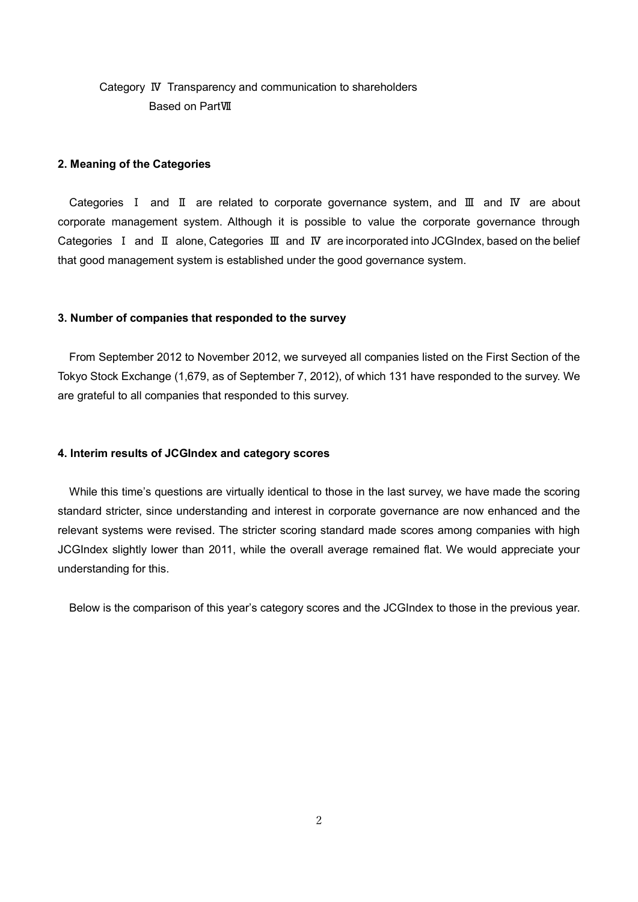Category Ⅳ Transparency and communication to shareholders
Based on PartⅦ

## 2. Meaning of the Categories

Categories Ⅰ and Ⅱ are related to corporate governance system, and Ⅲ and Ⅳ are about corporate management system. Although it is possible to value the corporate governance through Categories Ⅰ and Ⅱ alone, Categories Ⅲ and Ⅳ are incorporated into JCGIndex, based on the belief that good management system is established under the good governance system.

## 3. Number of companies that responded to the survey

From September 2012 to November 2012, we surveyed all companies listed on the First Section of the Tokyo Stock Exchange (1,679, as of September 7, 2012), of which 131 have responded to the survey. We are grateful to all companies that responded to this survey.

## 4. Interim results of JCGIndex and category scores

While this time's questions are virtually identical to those in the last survey, we have made the scoring standard stricter, since understanding and interest in corporate governance are now enhanced and the relevant systems were revised. The stricter scoring standard made scores among companies with high JCGIndex slightly lower than 2011, while the overall average remained flat. We would appreciate your understanding for this.

Below is the comparison of this year's category scores and the JCGIndex to those in the previous year.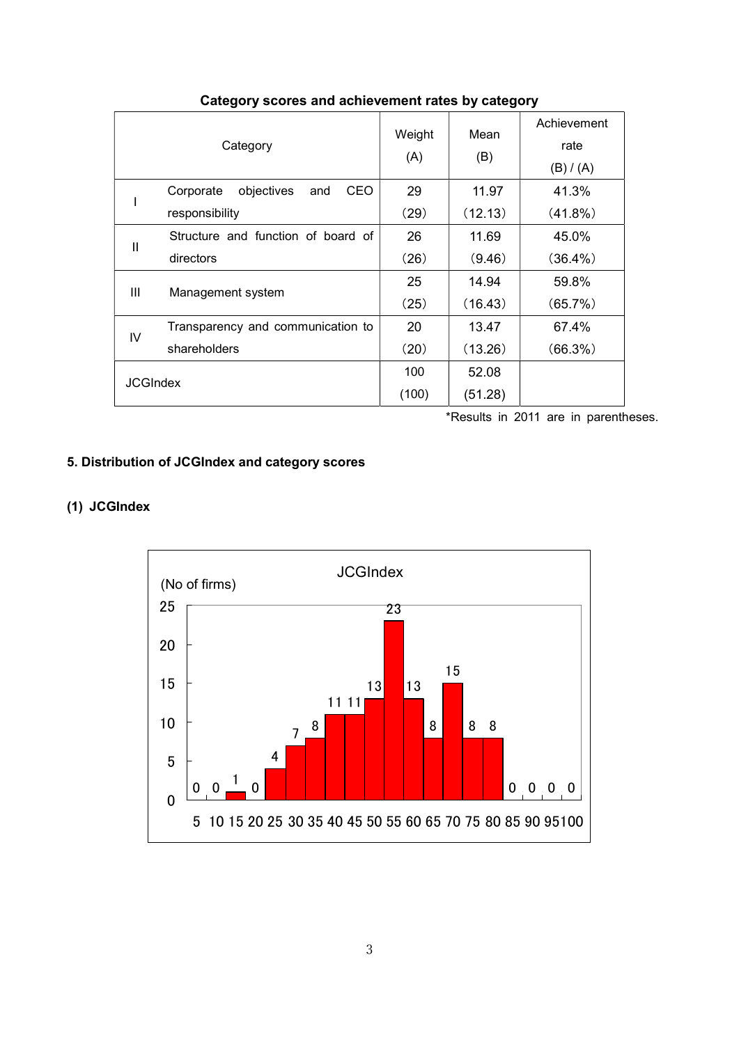**Category scores and achievement rates by category**

| | Category | Weight (A) | Mean (B) | Achievement rate (B) / (A) |
|---|---|---|---|---|
| I | Corporate objectives and CEO responsibility | 29<br>(29) | 11.97<br>(12.13) | 41.3%<br>(41.8%) |
| II | Structure and function of board of directors | 26<br>(26) | 11.69<br>(9.46) | 45.0%<br>(36.4%) |
| III | Management system | 25<br>(25) | 14.94<br>(16.43) | 59.8%<br>(65.7%) |
| IV | Transparency and communication to shareholders | 20<br>(20) | 13.47<br>(13.26) | 67.4%<br>(66.3%) |
| JCGIndex | | 100<br>(100) | 52.08<br>(51.28) | |

*Results in 2011 are in parentheses.

## 5. Distribution of JCGIndex and category scores

### (1) JCGIndex

JCGIndex

(No of firms)

| JCGIndex | 5 | 10 | 15 | 20 | 25 | 30 | 35 | 40 | 45 | 50 | 55 | 60 | 65 | 70 | 75 | 80 | 85 | 90 | 95 | 100 |
|---|---|---|---|---|---|---|---|---|---|---|---|---|---|---|---|---|---|---|---|---|
| No of firms | 0 | 0 | 1 | 0 | 4 | 7 | 8 | 11 | 11 | 13 | 23 | 13 | 8 | 15 | 8 | 8 | 0 | 0 | 0 | 0 |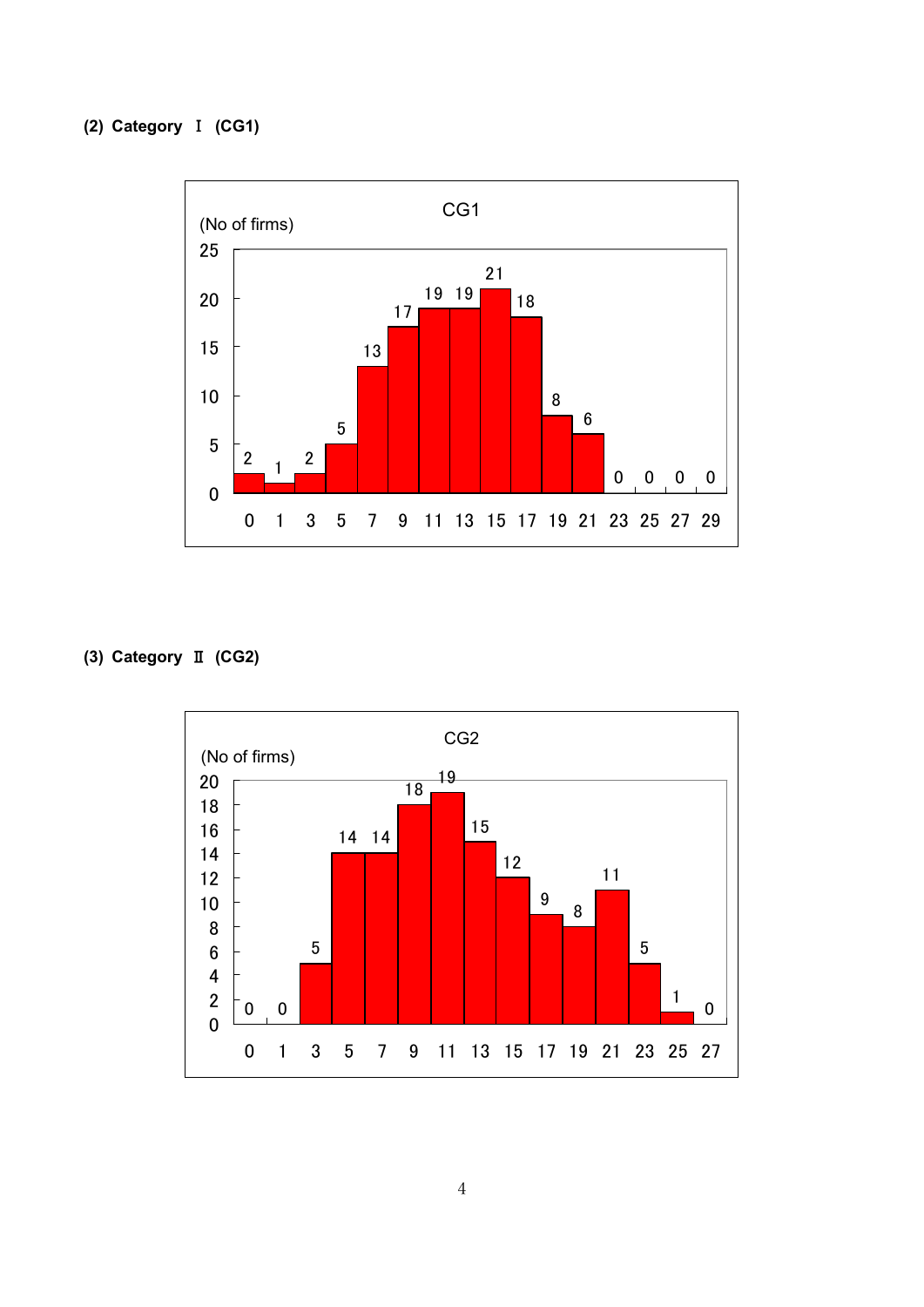**(2) Category Ⅰ (CG1)**

CG1

(No of firms)

| Bin | No of firms |
|---|---|
| 0 | 2 |
| 1 | 1 |
| 3 | 2 |
| 5 | 5 |
| 7 | 13 |
| 9 | 17 |
| 11 | 19 |
| 13 | 19 |
| 15 | 21 |
| 17 | 18 |
| 19 | 8 |
| 21 | 6 |
| 23 | 0 |
| 25 | 0 |
| 27 | 0 |
| 29 | 0 |

**(3) Category Ⅱ (CG2)**

CG2

(No of firms)

| Bin | No of firms |
|---|---|
| 0 | 0 |
| 1 | 0 |
| 3 | 5 |
| 5 | 14 |
| 7 | 14 |
| 9 | 18 |
| 11 | 19 |
| 13 | 15 |
| 15 | 12 |
| 17 | 9 |
| 19 | 8 |
| 21 | 11 |
| 23 | 5 |
| 25 | 1 |
| 27 | 0 |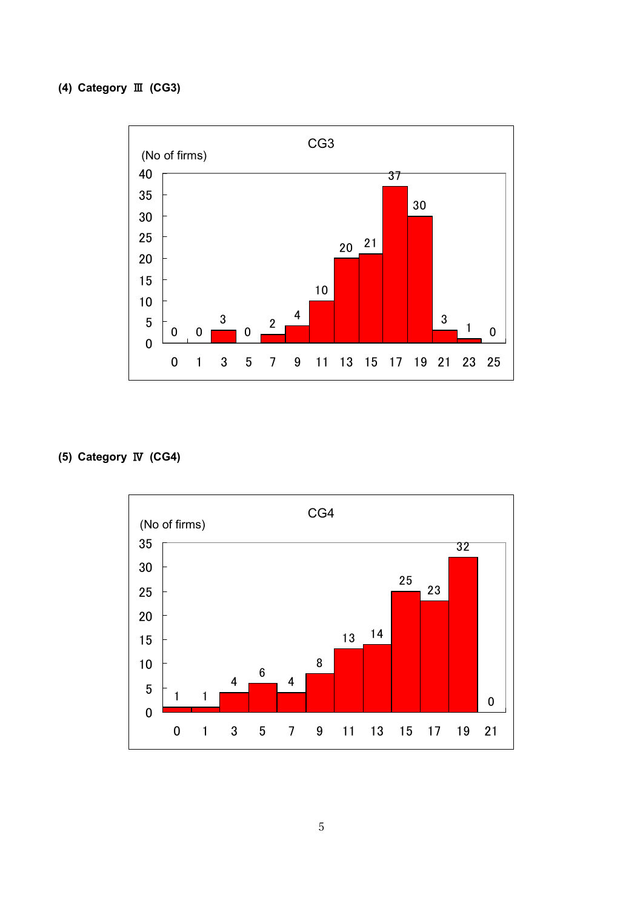**(4) Category Ⅲ (CG3)**

CG3

(No of firms)

40
35
30
25
20
15
10
5
0

0 0 3 0 2 4 10 20 21 37 30 3 1 0

0 1 3 5 7 9 11 13 15 17 19 21 23 25

**(5) Category Ⅳ (CG4)**

CG4

(No of firms)

35
30
25
20
15
10
5
0

1 1 4 6 4 8 13 14 25 23 32 0

0 1 3 5 7 9 11 13 15 17 19 21